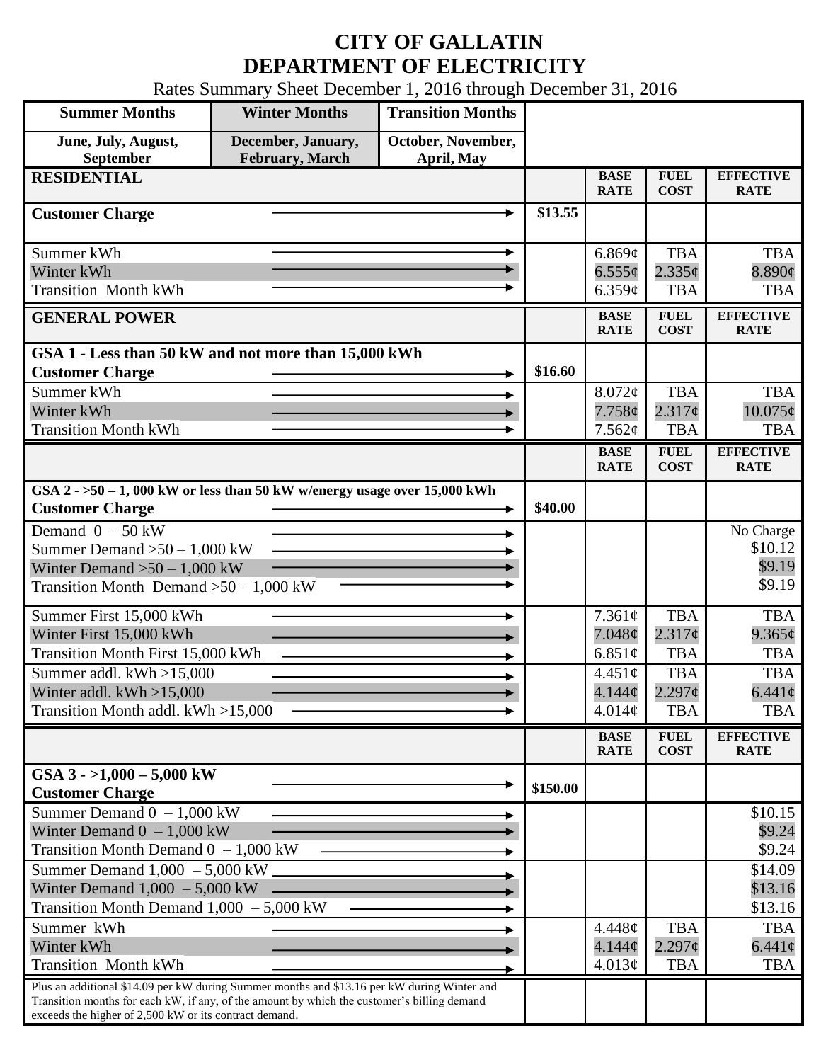# CITY OF GALLATIN
## DEPARTMENT OF ELECTRICITY

Rates Summary Sheet December 1, 2016 through December 31, 2016

| Summer Months | Winter Months | Transition Months |
|---|---|---|
| June, July, August, September | December, January, February, March | October, November, April, May |

| RESIDENTIAL | | BASE RATE | FUEL COST | EFFECTIVE RATE |
|---|---|---|---|---|
| Customer Charge | $13.55 | | | |
| Summer kWh | | 6.869¢ | TBA | TBA |
| Winter kWh | | 6.555¢ | 2.335¢ | 8.890¢ |
| Transition Month kWh | | 6.359¢ | TBA | TBA |

| GENERAL POWER | | BASE RATE | FUEL COST | EFFECTIVE RATE |
|---|---|---|---|---|
| **GSA 1 - Less than 50 kW and not more than 15,000 kWh** | | | | |
| Customer Charge | $16.60 | | | |
| Summer kWh | | 8.072¢ | TBA | TBA |
| Winter kWh | | 7.758¢ | 2.317¢ | 10.075¢ |
| Transition Month kWh | | 7.562¢ | TBA | TBA |

| | | BASE RATE | FUEL COST | EFFECTIVE RATE |
|---|---|---|---|---|
| **GSA 2 - >50 – 1, 000 kW or less than 50 kW w/energy usage over 15,000 kWh** | | | | |
| Customer Charge | $40.00 | | | |
| Demand 0 – 50 kW | | | | No Charge |
| Summer Demand >50 – 1,000 kW | | | | $10.12 |
| Winter Demand >50 – 1,000 kW | | | | $9.19 |
| Transition Month Demand >50 – 1,000 kW | | | | $9.19 |
| Summer First 15,000 kWh | | 7.361¢ | TBA | TBA |
| Winter First 15,000 kWh | | 7.048¢ | 2.317¢ | 9.365¢ |
| Transition Month First 15,000 kWh | | 6.851¢ | TBA | TBA |
| Summer addl. kWh >15,000 | | 4.451¢ | TBA | TBA |
| Winter addl. kWh >15,000 | | 4.144¢ | 2.297¢ | 6.441¢ |
| Transition Month addl. kWh >15,000 | | 4.014¢ | TBA | TBA |

| | | BASE RATE | FUEL COST | EFFECTIVE RATE |
|---|---|---|---|---|
| **GSA 3 - >1,000 – 5,000 kW** | | | | |
| Customer Charge | $150.00 | | | |
| Summer Demand 0 – 1,000 kW | | | | $10.15 |
| Winter Demand 0 – 1,000 kW | | | | $9.24 |
| Transition Month Demand 0 – 1,000 kW | | | | $9.24 |
| Summer Demand 1,000 – 5,000 kW | | | | $14.09 |
| Winter Demand 1,000 – 5,000 kW | | | | $13.16 |
| Transition Month Demand 1,000 – 5,000 kW | | | | $13.16 |
| Summer kWh | | 4.448¢ | TBA | TBA |
| Winter kWh | | 4.144¢ | 2.297¢ | 6.441¢ |
| Transition Month kWh | | 4.013¢ | TBA | TBA |

Plus an additional $14.09 per kW during Summer months and $13.16 per kW during Winter and Transition months for each kW, if any, of the amount by which the customer's billing demand exceeds the higher of 2,500 kW or its contract demand.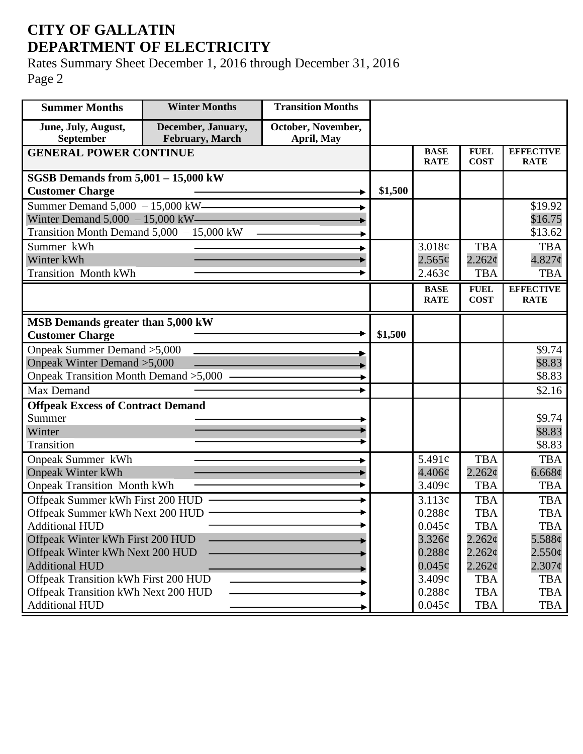# CITY OF GALLATIN
# DEPARTMENT OF ELECTRICITY

Rates Summary Sheet December 1, 2016 through December 31, 2016

Page 2

| Summer Months | Winter Months | Transition Months | | | | |
|---|---|---|---|---|---|---|
| June, July, August, September | December, January, February, March | October, November, April, May | | | | |
| **GENERAL POWER CONTINUE** | | | | **BASE RATE** | **FUEL COST** | **EFFECTIVE RATE** |
| **SGSB Demands from 5,001 – 15,000 kW** | | | | | | |
| **Customer Charge** | | | **$1,500** | | | |
| Summer Demand 5,000 – 15,000 kW | | | | | | $19.92 |
| Winter Demand 5,000 – 15,000 kW | | | | | | $16.75 |
| Transition Month Demand 5,000 – 15,000 kW | | | | | | $13.62 |
| Summer kWh | | | | 3.018¢ | TBA | TBA |
| Winter kWh | | | | 2.565¢ | 2.262¢ | 4.827¢ |
| Transition Month kWh | | | | 2.463¢ | TBA | TBA |
| | | | | **BASE RATE** | **FUEL COST** | **EFFECTIVE RATE** |
| **MSB Demands greater than 5,000 kW** | | | | | | |
| **Customer Charge** | | | **$1,500** | | | |
| Onpeak Summer Demand >5,000 | | | | | | $9.74 |
| Onpeak Winter Demand >5,000 | | | | | | $8.83 |
| Onpeak Transition Month Demand >5,000 | | | | | | $8.83 |
| Max Demand | | | | | | $2.16 |
| **Offpeak Excess of Contract Demand** | | | | | | |
| Summer | | | | | | $9.74 |
| Winter | | | | | | $8.83 |
| Transition | | | | | | $8.83 |
| Onpeak Summer kWh | | | | 5.491¢ | TBA | TBA |
| Onpeak Winter kWh | | | | 4.406¢ | 2.262¢ | 6.668¢ |
| Onpeak Transition Month kWh | | | | 3.409¢ | TBA | TBA |
| Offpeak Summer kWh First 200 HUD | | | | 3.113¢ | TBA | TBA |
| Offpeak Summer kWh Next 200 HUD | | | | 0.288¢ | TBA | TBA |
| Additional HUD | | | | 0.045¢ | TBA | TBA |
| Offpeak Winter kWh First 200 HUD | | | | 3.326¢ | 2.262¢ | 5.588¢ |
| Offpeak Winter kWh Next 200 HUD | | | | 0.288¢ | 2.262¢ | 2.550¢ |
| Additional HUD | | | | 0.045¢ | 2.262¢ | 2.307¢ |
| Offpeak Transition kWh First 200 HUD | | | | 3.409¢ | TBA | TBA |
| Offpeak Transition kWh Next 200 HUD | | | | 0.288¢ | TBA | TBA |
| Additional HUD | | | | 0.045¢ | TBA | TBA |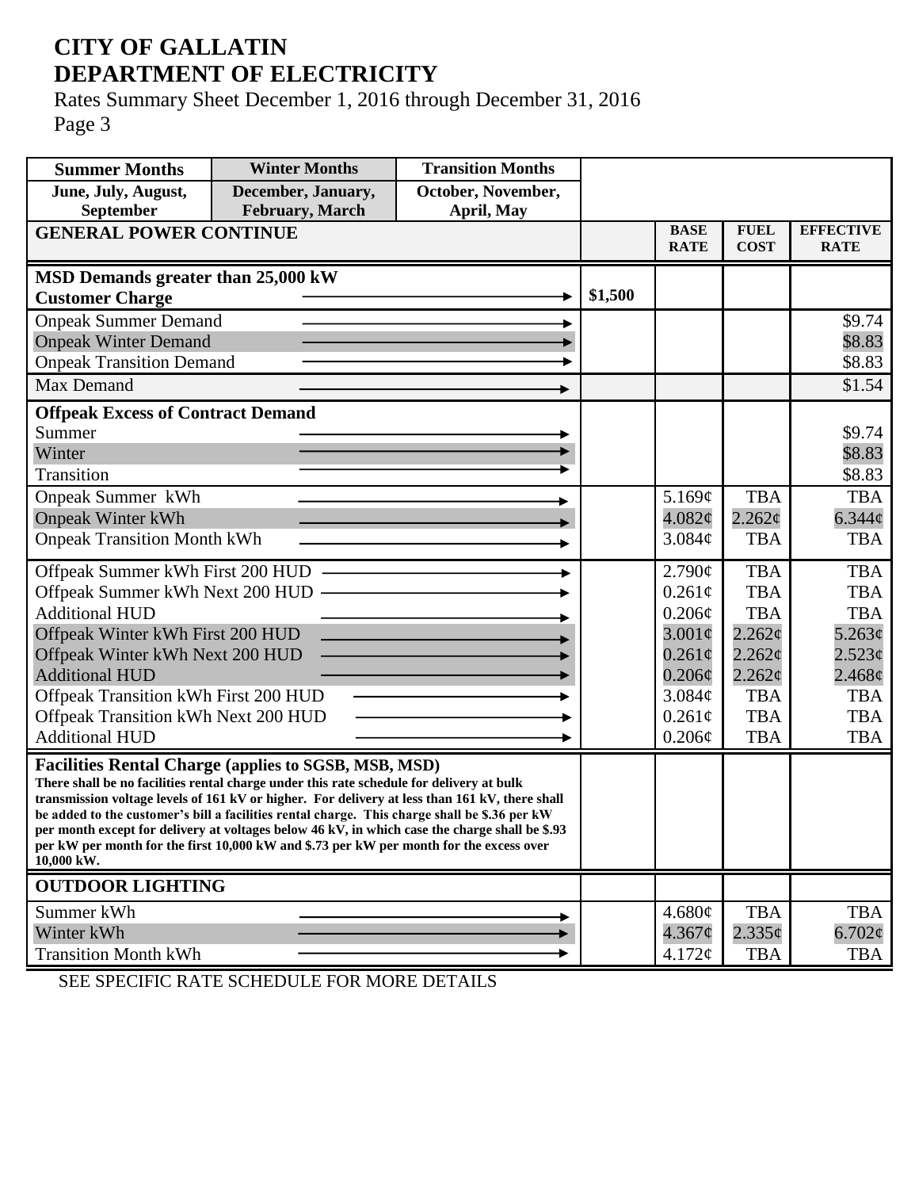# CITY OF GALLATIN
# DEPARTMENT OF ELECTRICITY

Rates Summary Sheet December 1, 2016 through December 31, 2016
Page 3

| Summer Months | Winter Months | Transition Months | | | | |
|---|---|---|---|---|---|---|
| June, July, August, September | December, January, February, March | October, November, April, May | | | | |
| **GENERAL POWER CONTINUE** | | | | **BASE RATE** | **FUEL COST** | **EFFECTIVE RATE** |
| **MSD Demands greater than 25,000 kW** | | | | | | |
| **Customer Charge** | | | **$1,500** | | | |
| Onpeak Summer Demand | | | | | | $9.74 |
| Onpeak Winter Demand | | | | | | $8.83 |
| Onpeak Transition Demand | | | | | | $8.83 |
| Max Demand | | | | | | $1.54 |
| **Offpeak Excess of Contract Demand** | | | | | | |
| Summer | | | | | | $9.74 |
| Winter | | | | | | $8.83 |
| Transition | | | | | | $8.83 |
| Onpeak Summer kWh | | | | 5.169¢ | TBA | TBA |
| Onpeak Winter kWh | | | | 4.082¢ | 2.262¢ | 6.344¢ |
| Onpeak Transition Month kWh | | | | 3.084¢ | TBA | TBA |
| Offpeak Summer kWh First 200 HUD | | | | 2.790¢ | TBA | TBA |
| Offpeak Summer kWh Next 200 HUD | | | | 0.261¢ | TBA | TBA |
| Additional HUD | | | | 0.206¢ | TBA | TBA |
| Offpeak Winter kWh First 200 HUD | | | | 3.001¢ | 2.262¢ | 5.263¢ |
| Offpeak Winter kWh Next 200 HUD | | | | 0.261¢ | 2.262¢ | 2.523¢ |
| Additional HUD | | | | 0.206¢ | 2.262¢ | 2.468¢ |
| Offpeak Transition kWh First 200 HUD | | | | 3.084¢ | TBA | TBA |
| Offpeak Transition kWh Next 200 HUD | | | | 0.261¢ | TBA | TBA |
| Additional HUD | | | | 0.206¢ | TBA | TBA |
| **Facilities Rental Charge (applies to SGSB, MSB, MSD)** **There shall be no facilities rental charge under this rate schedule for delivery at bulk transmission voltage levels of 161 kV or higher. For delivery at less than 161 kV, there shall be added to the customer's bill a facilities rental charge. This charge shall be $.36 per kW per month except for delivery at voltages below 46 kV, in which case the charge shall be $.93 per kW per month for the first 10,000 kW and $.73 per kW per month for the excess over 10,000 kW.** | | | | | | |
| **OUTDOOR LIGHTING** | | | | | | |
| Summer kWh | | | | 4.680¢ | TBA | TBA |
| Winter kWh | | | | 4.367¢ | 2.335¢ | 6.702¢ |
| Transition Month kWh | | | | 4.172¢ | TBA | TBA |

SEE SPECIFIC RATE SCHEDULE FOR MORE DETAILS